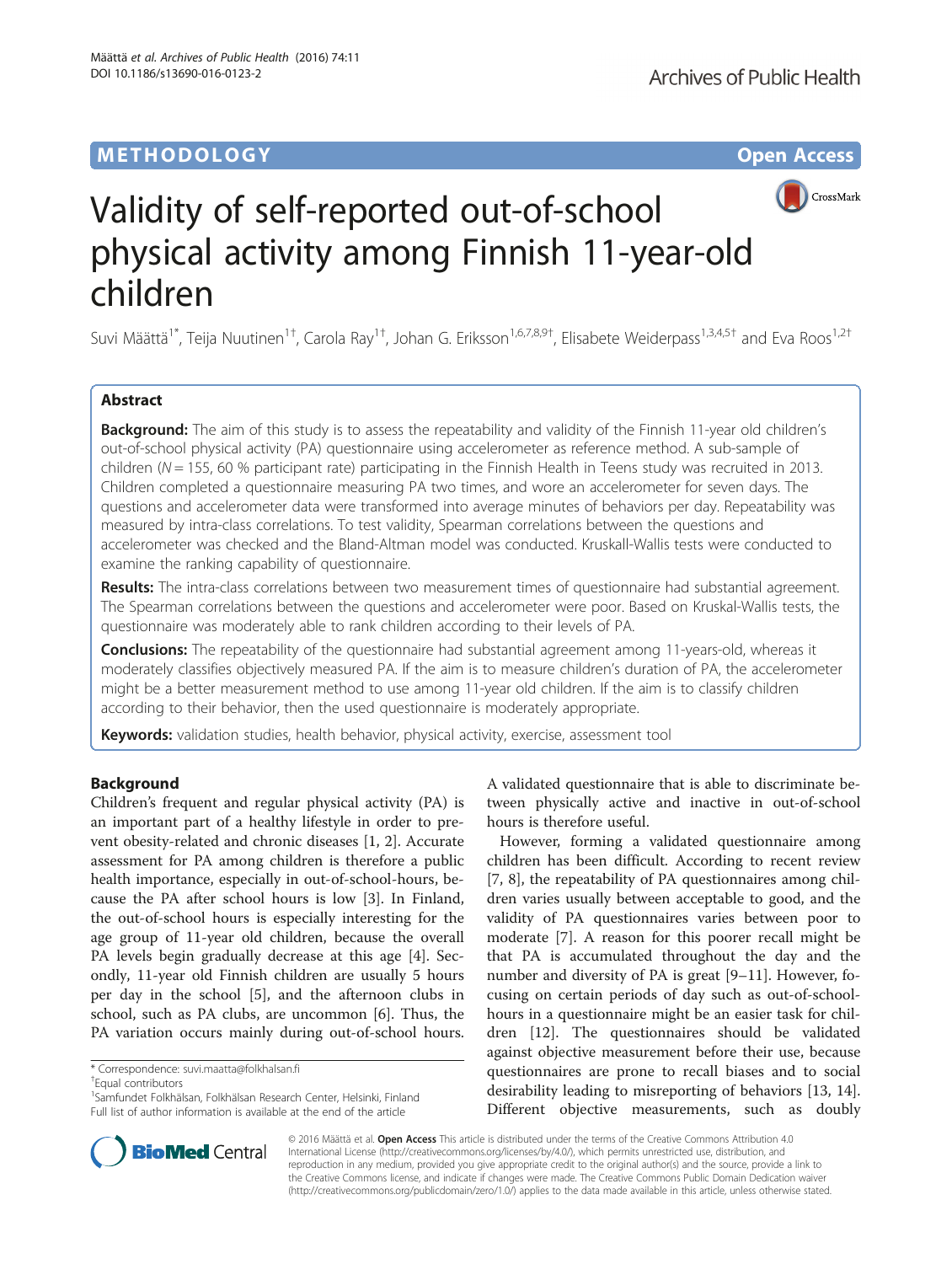METHODOLOGY Open Access

# Validity of self-reported out-of-school physical activity among Finnish 11-year-old children

Suvi Määttä[1*], Teija Nuutinen[1†], Carola Ray[1†], Johan G. Eriksson[1,6,7,8,9†], Elisabete Weiderpass[1,3,4,5†] and Eva Roos[1,2†]

## Abstract

**Background:** The aim of this study is to assess the repeatability and validity of the Finnish 11-year old children's out-of-school physical activity (PA) questionnaire using accelerometer as reference method. A sub-sample of children (N = 155, 60 % participant rate) participating in the Finnish Health in Teens study was recruited in 2013. Children completed a questionnaire measuring PA two times, and wore an accelerometer for seven days. The questions and accelerometer data were transformed into average minutes of behaviors per day. Repeatability was measured by intra-class correlations. To test validity, Spearman correlations between the questions and accelerometer was checked and the Bland-Altman model was conducted. Kruskall-Wallis tests were conducted to examine the ranking capability of questionnaire.

**Results:** The intra-class correlations between two measurement times of questionnaire had substantial agreement. The Spearman correlations between the questions and accelerometer were poor. Based on Kruskal-Wallis tests, the questionnaire was moderately able to rank children according to their levels of PA.

**Conclusions:** The repeatability of the questionnaire had substantial agreement among 11-years-old, whereas it moderately classifies objectively measured PA. If the aim is to measure children's duration of PA, the accelerometer might be a better measurement method to use among 11-year old children. If the aim is to classify children according to their behavior, then the used questionnaire is moderately appropriate.

**Keywords:** validation studies, health behavior, physical activity, exercise, assessment tool

## Background

Children's frequent and regular physical activity (PA) is an important part of a healthy lifestyle in order to prevent obesity-related and chronic diseases [1, 2]. Accurate assessment for PA among children is therefore a public health importance, especially in out-of-school-hours, because the PA after school hours is low [3]. In Finland, the out-of-school hours is especially interesting for the age group of 11-year old children, because the overall PA levels begin gradually decrease at this age [4]. Secondly, 11-year old Finnish children are usually 5 hours per day in the school [5], and the afternoon clubs in school, such as PA clubs, are uncommon [6]. Thus, the PA variation occurs mainly during out-of-school hours. A validated questionnaire that is able to discriminate between physically active and inactive in out-of-school hours is therefore useful.

However, forming a validated questionnaire among children has been difficult. According to recent review [7, 8], the repeatability of PA questionnaires among children varies usually between acceptable to good, and the validity of PA questionnaires varies between poor to moderate [7]. A reason for this poorer recall might be that PA is accumulated throughout the day and the number and diversity of PA is great [9–11]. However, focusing on certain periods of day such as out-of-school-hours in a questionnaire might be an easier task for children [12]. The questionnaires should be validated against objective measurement before their use, because questionnaires are prone to recall biases and to social desirability leading to misreporting of behaviors [13, 14]. Different objective measurements, such as doubly

\* Correspondence: suvi.maatta@folkhalsan.fi
†Equal contributors
[1]Samfundet Folkhälsan, Folkhälsan Research Center, Helsinki, Finland
Full list of author information is available at the end of the article

© 2016 Määttä et al. **Open Access** This article is distributed under the terms of the Creative Commons Attribution 4.0 International License (http://creativecommons.org/licenses/by/4.0/), which permits unrestricted use, distribution, and reproduction in any medium, provided you give appropriate credit to the original author(s) and the source, provide a link to the Creative Commons license, and indicate if changes were made. The Creative Commons Public Domain Dedication waiver (http://creativecommons.org/publicdomain/zero/1.0/) applies to the data made available in this article, unless otherwise stated.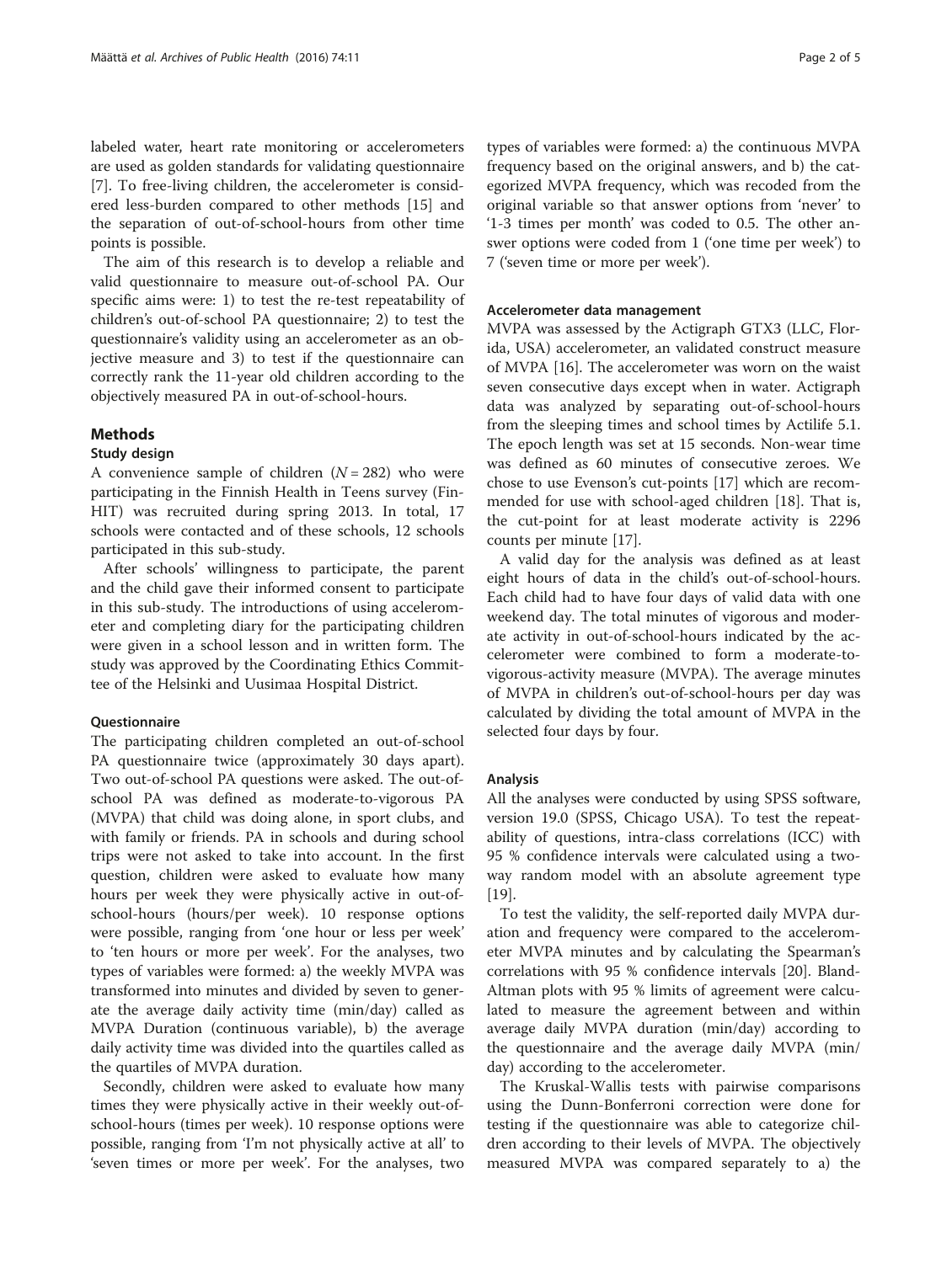labeled water, heart rate monitoring or accelerometers are used as golden standards for validating questionnaire [7]. To free-living children, the accelerometer is considered less-burden compared to other methods [15] and the separation of out-of-school-hours from other time points is possible.

The aim of this research is to develop a reliable and valid questionnaire to measure out-of-school PA. Our specific aims were: 1) to test the re-test repeatability of children's out-of-school PA questionnaire; 2) to test the questionnaire's validity using an accelerometer as an objective measure and 3) to test if the questionnaire can correctly rank the 11-year old children according to the objectively measured PA in out-of-school-hours.

## Methods

### Study design

A convenience sample of children ($N = 282$) who were participating in the Finnish Health in Teens survey (Fin-HIT) was recruited during spring 2013. In total, 17 schools were contacted and of these schools, 12 schools participated in this sub-study.

After schools' willingness to participate, the parent and the child gave their informed consent to participate in this sub-study. The introductions of using accelerometer and completing diary for the participating children were given in a school lesson and in written form. The study was approved by the Coordinating Ethics Committee of the Helsinki and Uusimaa Hospital District.

### Questionnaire

The participating children completed an out-of-school PA questionnaire twice (approximately 30 days apart). Two out-of-school PA questions were asked. The out-of-school PA was defined as moderate-to-vigorous PA (MVPA) that child was doing alone, in sport clubs, and with family or friends. PA in schools and during school trips were not asked to take into account. In the first question, children were asked to evaluate how many hours per week they were physically active in out-of-school-hours (hours/per week). 10 response options were possible, ranging from 'one hour or less per week' to 'ten hours or more per week'. For the analyses, two types of variables were formed: a) the weekly MVPA was transformed into minutes and divided by seven to generate the average daily activity time (min/day) called as MVPA Duration (continuous variable), b) the average daily activity time was divided into the quartiles called as the quartiles of MVPA duration.

Secondly, children were asked to evaluate how many times they were physically active in their weekly out-of-school-hours (times per week). 10 response options were possible, ranging from 'I'm not physically active at all' to 'seven times or more per week'. For the analyses, two types of variables were formed: a) the continuous MVPA frequency based on the original answers, and b) the categorized MVPA frequency, which was recoded from the original variable so that answer options from 'never' to '1-3 times per month' was coded to 0.5. The other answer options were coded from 1 ('one time per week') to 7 ('seven time or more per week').

### Accelerometer data management

MVPA was assessed by the Actigraph GTX3 (LLC, Florida, USA) accelerometer, an validated construct measure of MVPA [16]. The accelerometer was worn on the waist seven consecutive days except when in water. Actigraph data was analyzed by separating out-of-school-hours from the sleeping times and school times by Actilife 5.1. The epoch length was set at 15 seconds. Non-wear time was defined as 60 minutes of consecutive zeroes. We chose to use Evenson's cut-points [17] which are recommended for use with school-aged children [18]. That is, the cut-point for at least moderate activity is 2296 counts per minute [17].

A valid day for the analysis was defined as at least eight hours of data in the child's out-of-school-hours. Each child had to have four days of valid data with one weekend day. The total minutes of vigorous and moderate activity in out-of-school-hours indicated by the accelerometer were combined to form a moderate-to-vigorous-activity measure (MVPA). The average minutes of MVPA in children's out-of-school-hours per day was calculated by dividing the total amount of MVPA in the selected four days by four.

### Analysis

All the analyses were conducted by using SPSS software, version 19.0 (SPSS, Chicago USA). To test the repeatability of questions, intra-class correlations (ICC) with 95 % confidence intervals were calculated using a two-way random model with an absolute agreement type [19].

To test the validity, the self-reported daily MVPA duration and frequency were compared to the accelerometer MVPA minutes and by calculating the Spearman's correlations with 95 % confidence intervals [20]. Bland-Altman plots with 95 % limits of agreement were calculated to measure the agreement between and within average daily MVPA duration (min/day) according to the questionnaire and the average daily MVPA (min/day) according to the accelerometer.

The Kruskal-Wallis tests with pairwise comparisons using the Dunn-Bonferroni correction were done for testing if the questionnaire was able to categorize children according to their levels of MVPA. The objectively measured MVPA was compared separately to a) the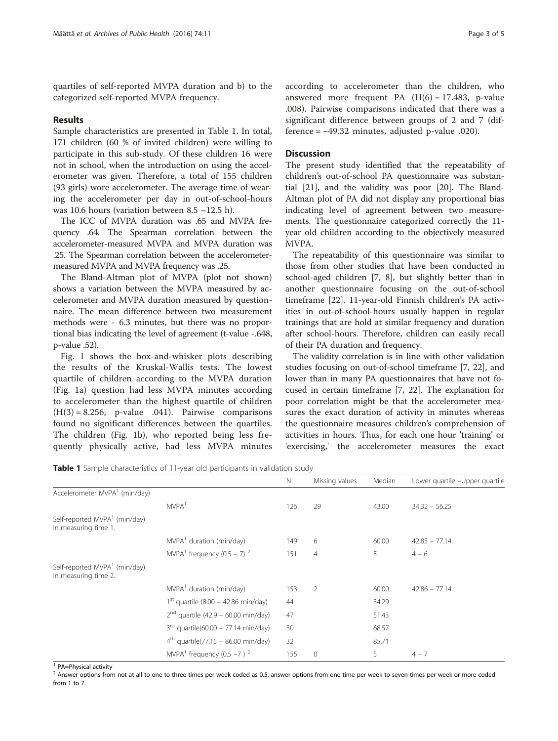quartiles of self-reported MVPA duration and b) to the categorized self-reported MVPA frequency.

## Results

Sample characteristics are presented in Table 1. In total, 171 children (60 % of invited children) were willing to participate in this sub-study. Of these children 16 were not in school, when the introduction on using the accelerometer was given. Therefore, a total of 155 children (93 girls) wore accelerometer. The average time of wearing the accelerometer per day in out-of-school-hours was 10.6 hours (variation between 8.5 –12.5 h).

The ICC of MVPA duration was .65 and MVPA frequency .64. The Spearman correlation between the accelerometer-measured MVPA and MVPA duration was .25. The Spearman correlation between the accelerometer-measured MVPA and MVPA frequency was .25.

The Bland-Altman plot of MVPA (plot not shown) shows a variation between the MVPA measured by accelerometer and MVPA duration measured by questionnaire. The mean difference between two measurement methods were - 6.3 minutes, but there was no proportional bias indicating the level of agreement (t-value -.648, p-value .52).

Fig. 1 shows the box-and-whisker plots describing the results of the Kruskal-Wallis tests. The lowest quartile of children according to the MVPA duration (Fig. 1a) question had less MVPA minutes according to accelerometer than the highest quartile of children ($H(3) = 8.256$, p-value .041). Pairwise comparisons found no significant differences between the quartiles. The children (Fig. 1b), who reported being less frequently physically active, had less MVPA minutes according to accelerometer than the children, who answered more frequent PA ($H(6) = 17.483$, p-value .008). Pairwise comparisons indicated that there was a significant difference between groups of 2 and 7 (difference = −49.32 minutes, adjusted p-value .020).

## Discussion

The present study identified that the repeatability of children's out-of-school PA questionnaire was substantial [21], and the validity was poor [20]. The Bland-Altman plot of PA did not display any proportional bias indicating level of agreement between two measurements. The questionnaire categorized correctly the 11-year old children according to the objectively measured MVPA.

The repeatability of this questionnaire was similar to those from other studies that have been conducted in school-aged children [7, 8], but slightly better than in another questionnaire focusing on the out-of-school timeframe [22]. 11-year-old Finnish children's PA activities in out-of-school-hours usually happen in regular trainings that are hold at similar frequency and duration after school-hours. Therefore, children can easily recall of their PA duration and frequency.

The validity correlation is in line with other validation studies focusing on out-of-school timeframe [7, 22], and lower than in many PA questionnaires that have not focused in certain timeframe [7, 22]. The explanation for poor correlation might be that the accelerometer measures the exact duration of activity in minutes whereas the questionnaire measures children's comprehension of activities in hours. Thus, for each one hour 'training' or 'exercising,' the accelerometer measures the exact

**Table 1** Sample characteristics of 11-year old participants in validation study

| | | N | Missing values | Median | Lower quartile –Upper quartile |
|---|---|---|---|---|---|
| Accelerometer MVPA[1] (min/day) | | | | | |
| | MVPA[1] | 126 | 29 | 43.00 | 34.32 – 56.25 |
| Self-reported MVPA[1] (min/day) in measuring time 1. | | | | | |
| | MVPA[1] duration (min/day) | 149 | 6 | 60.00 | 42.85 – 77.14 |
| | MVPA[1] frequency (0.5 – 7) [2] | 151 | 4 | 5 | 4 – 6 |
| Self-reported MVPA[1] (min/day) in measuring time 2. | | | | | |
| | MVPA[1] duration (min/day) | 153 | 2 | 60.00 | 42.86 – 77.14 |
| | 1st quartile (8.00 – 42.86 min/day) | 44 | | 34.29 | |
| | 2nd quartile (42.9 – 60.00 min/day) | 47 | | 51.43 | |
| | 3rd quartile(60.00 – 77.14 min/day) | 30 | | 68.57 | |
| | 4th quartile(77.15 – 86.00 min/day) | 32 | | 85.71 | |
| | MVPA[1] frequency (0.5 –7 ) [2] | 155 | 0 | 5 | 4 – 7 |

[1] PA=Physical activity

[2] Answer options from not at all to one to three times per week coded as 0.5, answer options from one time per week to seven times per week or more coded from 1 to 7.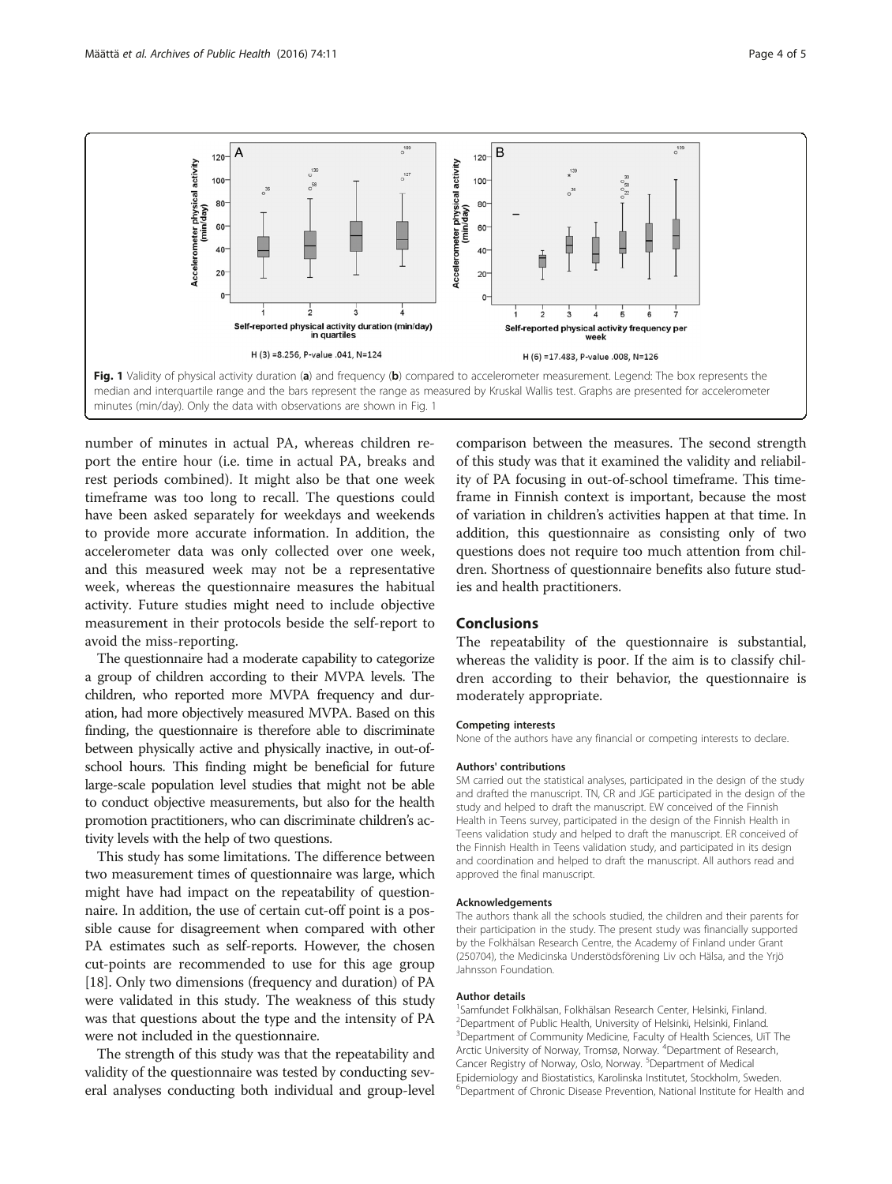A

Accelerometer physical activity (min/day)

120, 100, 80, 60, 40, 20, 0

1 2 3 4

Self-reported physical activity duration (min/day) in quartiles

H (3) =8.256, P-value .041, N=124

B

Accelerometer physical activity (min/day)

120, 100, 80, 60, 40, 20, 0

1 2 3 4 5 6 7

Self-reported physical activity frequency per week

H (6) =17.483, P-value .008, N=126

**Fig. 1** Validity of physical activity duration (**a**) and frequency (**b**) compared to accelerometer measurement. Legend: The box represents the median and interquartile range and the bars represent the range as measured by Kruskal Wallis test. Graphs are presented for accelerometer minutes (min/day). Only the data with observations are shown in Fig. 1

number of minutes in actual PA, whereas children report the entire hour (i.e. time in actual PA, breaks and rest periods combined). It might also be that one week timeframe was too long to recall. The questions could have been asked separately for weekdays and weekends to provide more accurate information. In addition, the accelerometer data was only collected over one week, and this measured week may not be a representative week, whereas the questionnaire measures the habitual activity. Future studies might need to include objective measurement in their protocols beside the self-report to avoid the miss-reporting.

The questionnaire had a moderate capability to categorize a group of children according to their MVPA levels. The children, who reported more MVPA frequency and duration, had more objectively measured MVPA. Based on this finding, the questionnaire is therefore able to discriminate between physically active and physically inactive, in out-of-school hours. This finding might be beneficial for future large-scale population level studies that might not be able to conduct objective measurements, but also for the health promotion practitioners, who can discriminate children's activity levels with the help of two questions.

This study has some limitations. The difference between two measurement times of questionnaire was large, which might have had impact on the repeatability of questionnaire. In addition, the use of certain cut-off point is a possible cause for disagreement when compared with other PA estimates such as self-reports. However, the chosen cut-points are recommended to use for this age group [18]. Only two dimensions (frequency and duration) of PA were validated in this study. The weakness of this study was that questions about the type and the intensity of PA were not included in the questionnaire.

The strength of this study was that the repeatability and validity of the questionnaire was tested by conducting several analyses conducting both individual and group-level comparison between the measures. The second strength of this study was that it examined the validity and reliability of PA focusing in out-of-school timeframe. This timeframe in Finnish context is important, because the most of variation in children's activities happen at that time. In addition, this questionnaire as consisting only of two questions does not require too much attention from children. Shortness of questionnaire benefits also future studies and health practitioners.

## Conclusions

The repeatability of the questionnaire is substantial, whereas the validity is poor. If the aim is to classify children according to their behavior, the questionnaire is moderately appropriate.

#### Competing interests

None of the authors have any financial or competing interests to declare.

#### Authors' contributions

SM carried out the statistical analyses, participated in the design of the study and drafted the manuscript. TN, CR and JGE participated in the design of the study and helped to draft the manuscript. EW conceived of the Finnish Health in Teens survey, participated in the design of the Finnish Health in Teens validation study and helped to draft the manuscript. ER conceived of the Finnish Health in Teens validation study, and participated in its design and coordination and helped to draft the manuscript. All authors read and approved the final manuscript.

#### Acknowledgements

The authors thank all the schools studied, the children and their parents for their participation in the study. The present study was financially supported by the Folkhälsan Research Centre, the Academy of Finland under Grant (250704), the Medicinska Understödsförening Liv och Hälsa, and the Yrjö Jahnsson Foundation.

#### Author details

[1]Samfundet Folkhälsan, Folkhälsan Research Center, Helsinki, Finland. [2]Department of Public Health, University of Helsinki, Helsinki, Finland. [3]Department of Community Medicine, Faculty of Health Sciences, UiT The Arctic University of Norway, Tromsø, Norway. [4]Department of Research, Cancer Registry of Norway, Oslo, Norway. [5]Department of Medical Epidemiology and Biostatistics, Karolinska Institutet, Stockholm, Sweden. [6]Department of Chronic Disease Prevention, National Institute for Health and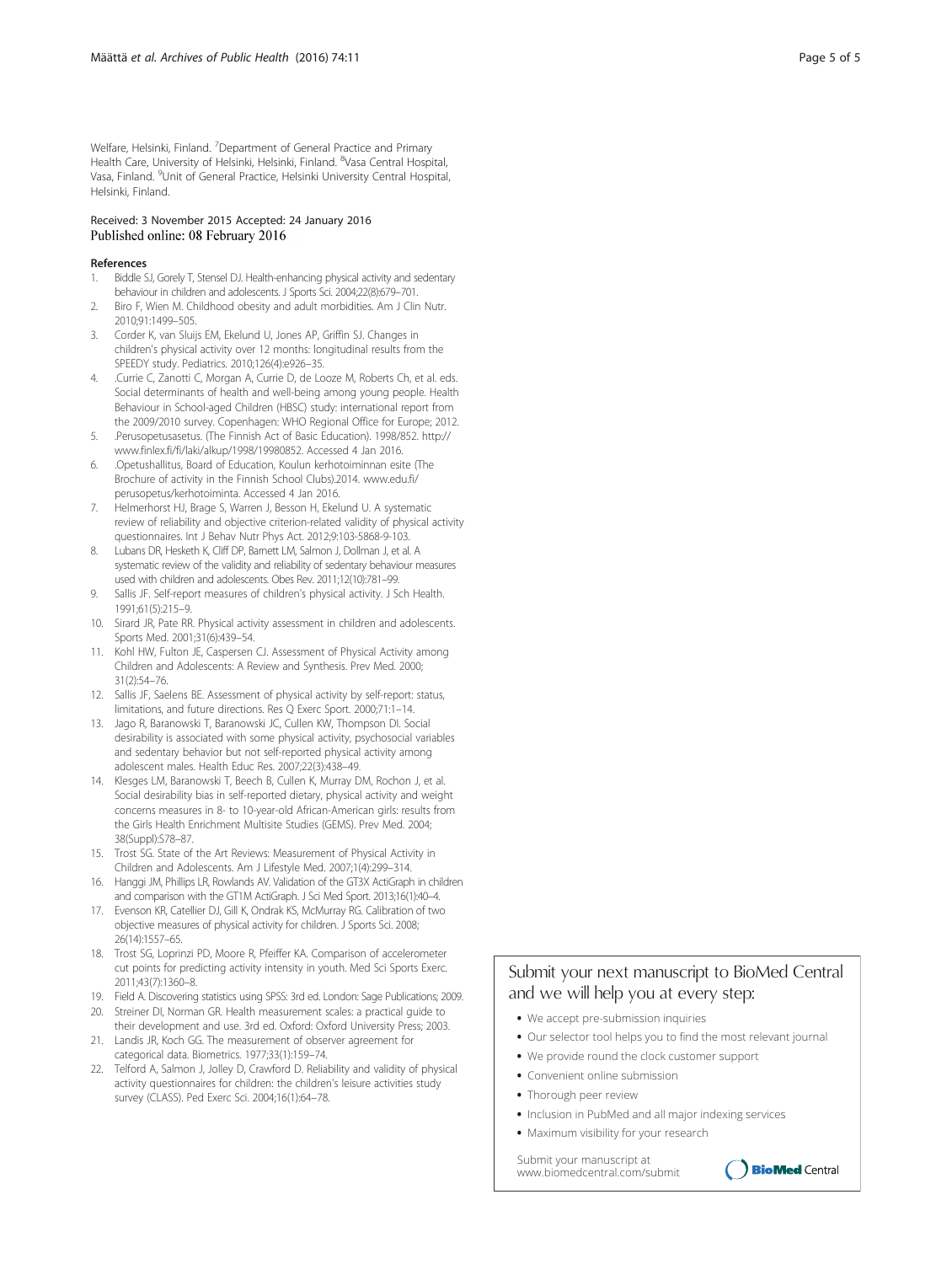Welfare, Helsinki, Finland. [7]Department of General Practice and Primary Health Care, University of Helsinki, Helsinki, Finland. [8]Vasa Central Hospital, Vasa, Finland. [9]Unit of General Practice, Helsinki University Central Hospital, Helsinki, Finland.

Received: 3 November 2015 Accepted: 24 January 2016
Published online: 08 February 2016

## References

1. Biddle SJ, Gorely T, Stensel DJ. Health-enhancing physical activity and sedentary behaviour in children and adolescents. J Sports Sci. 2004;22(8):679–701.
2. Biro F, Wien M. Childhood obesity and adult morbidities. Am J Clin Nutr. 2010;91:1499–505.
3. Corder K, van Sluijs EM, Ekelund U, Jones AP, Griffin SJ. Changes in children's physical activity over 12 months: longitudinal results from the SPEEDY study. Pediatrics. 2010;126(4):e926–35.
4. .Currie C, Zanotti C, Morgan A, Currie D, de Looze M, Roberts Ch, et al. eds. Social determinants of health and well-being among young people. Health Behaviour in School-aged Children (HBSC) study: international report from the 2009/2010 survey. Copenhagen: WHO Regional Office for Europe; 2012.
5. .Perusopetusasetus. (The Finnish Act of Basic Education). 1998/852. http://www.finlex.fi/fi/laki/alkup/1998/19980852. Accessed 4 Jan 2016.
6. .Opetushallitus, Board of Education, Koulun kerhotoiminnan esite (The Brochure of activity in the Finnish School Clubs).2014. www.edu.fi/perusopetus/kerhotoiminta. Accessed 4 Jan 2016.
7. Helmerhorst HJ, Brage S, Warren J, Besson H, Ekelund U. A systematic review of reliability and objective criterion-related validity of physical activity questionnaires. Int J Behav Nutr Phys Act. 2012;9:103-5868-9-103.
8. Lubans DR, Hesketh K, Cliff DP, Barnett LM, Salmon J, Dollman J, et al. A systematic review of the validity and reliability of sedentary behaviour measures used with children and adolescents. Obes Rev. 2011;12(10):781–99.
9. Sallis JF. Self-report measures of children's physical activity. J Sch Health. 1991;61(5):215–9.
10. Sirard JR, Pate RR. Physical activity assessment in children and adolescents. Sports Med. 2001;31(6):439–54.
11. Kohl HW, Fulton JE, Caspersen CJ. Assessment of Physical Activity among Children and Adolescents: A Review and Synthesis. Prev Med. 2000; 31(2):54–76.
12. Sallis JF, Saelens BE. Assessment of physical activity by self-report: status, limitations, and future directions. Res Q Exerc Sport. 2000;71:1–14.
13. Jago R, Baranowski T, Baranowski JC, Cullen KW, Thompson DI. Social desirability is associated with some physical activity, psychosocial variables and sedentary behavior but not self-reported physical activity among adolescent males. Health Educ Res. 2007;22(3):438–49.
14. Klesges LM, Baranowski T, Beech B, Cullen K, Murray DM, Rochon J, et al. Social desirability bias in self-reported dietary, physical activity and weight concerns measures in 8- to 10-year-old African-American girls: results from the Girls Health Enrichment Multisite Studies (GEMS). Prev Med. 2004; 38(Suppl):S78–87.
15. Trost SG. State of the Art Reviews: Measurement of Physical Activity in Children and Adolescents. Am J Lifestyle Med. 2007;1(4):299–314.
16. Hanggi JM, Phillips LR, Rowlands AV. Validation of the GT3X ActiGraph in children and comparison with the GT1M ActiGraph. J Sci Med Sport. 2013;16(1):40–4.
17. Evenson KR, Catellier DJ, Gill K, Ondrak KS, McMurray RG. Calibration of two objective measures of physical activity for children. J Sports Sci. 2008; 26(14):1557–65.
18. Trost SG, Loprinzi PD, Moore R, Pfeiffer KA. Comparison of accelerometer cut points for predicting activity intensity in youth. Med Sci Sports Exerc. 2011;43(7):1360–8.
19. Field A. Discovering statistics using SPSS: 3rd ed. London: Sage Publications; 2009.
20. Streiner DI, Norman GR. Health measurement scales: a practical guide to their development and use. 3rd ed. Oxford: Oxford University Press; 2003.
21. Landis JR, Koch GG. The measurement of observer agreement for categorical data. Biometrics. 1977;33(1):159–74.
22. Telford A, Salmon J, Jolley D, Crawford D. Reliability and validity of physical activity questionnaires for children: the children's leisure activities study survey (CLASS). Ped Exerc Sci. 2004;16(1):64–78.

Submit your next manuscript to BioMed Central and we will help you at every step:

- We accept pre-submission inquiries
- Our selector tool helps you to find the most relevant journal
- We provide round the clock customer support
- Convenient online submission
- Thorough peer review
- Inclusion in PubMed and all major indexing services
- Maximum visibility for your research

Submit your manuscript at www.biomedcentral.com/submit

BioMed Central